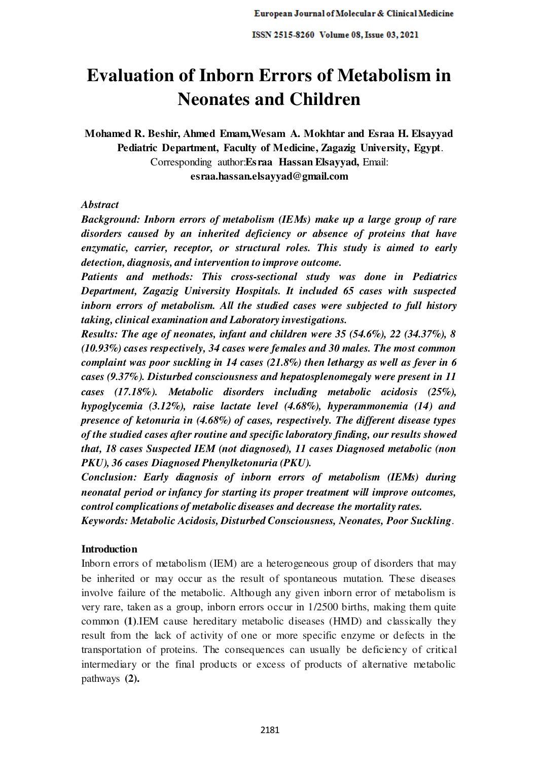# Evaluation of Inborn Errors of Metabolism in Neonates and Children

**Mohamed R. Beshir, Ahmed Emam,Wesam A. Mokhtar and Esraa H. Elsayyad**
**Pediatric Department, Faculty of Medicine, Zagazig University, Egypt**.
Corresponding author:**Esraa Hassan Elsayyad,** Email:
**esraa.hassan.elsayyad@gmail.com**

*Abstract*

***Background: Inborn errors of metabolism (IEMs) make up a large group of rare disorders caused by an inherited deficiency or absence of proteins that have enzymatic, carrier, receptor, or structural roles. This study is aimed to early detection, diagnosis, and intervention to improve outcome.***

***Patients and methods: This cross-sectional study was done in Pediatrics Department, Zagazig University Hospitals. It included 65 cases with suspected inborn errors of metabolism. All the studied cases were subjected to full history taking, clinical examination and Laboratory investigations.***

***Results: The age of neonates, infant and children were 35 (54.6%), 22 (34.37%), 8 (10.93%) cases respectively, 34 cases were females and 30 males. The most common complaint was poor suckling in 14 cases (21.8%) then lethargy as well as fever in 6 cases (9.37%). Disturbed consciousness and hepatosplenomegaly were present in 11 cases (17.18%). Metabolic disorders including metabolic acidosis (25%), hypoglycemia (3.12%), raise lactate level (4.68%), hyperammonemia (14) and presence of ketonuria in (4.68%) of cases, respectively. The different disease types of the studied cases after routine and specific laboratory finding, our results showed that, 18 cases Suspected IEM (not diagnosed), 11 cases Diagnosed metabolic (non PKU), 36 cases Diagnosed Phenylketonuria (PKU).***

***Conclusion: Early diagnosis of inborn errors of metabolism (IEMs) during neonatal period or infancy for starting its proper treatment will improve outcomes, control complications of metabolic diseases and decrease the mortality rates.***

***Keywords: Metabolic Acidosis, Disturbed Consciousness, Neonates, Poor Suckling***.

**Introduction**

Inborn errors of metabolism (IEM) are a heterogeneous group of disorders that may be inherited or may occur as the result of spontaneous mutation. These diseases involve failure of the metabolic. Although any given inborn error of metabolism is very rare, taken as a group, inborn errors occur in 1/2500 births, making them quite common **(1)**.IEM cause hereditary metabolic diseases (HMD) and classically they result from the lack of activity of one or more specific enzyme or defects in the transportation of proteins. The consequences can usually be deficiency of critical intermediary or the final products or excess of products of alternative metabolic pathways **(2).**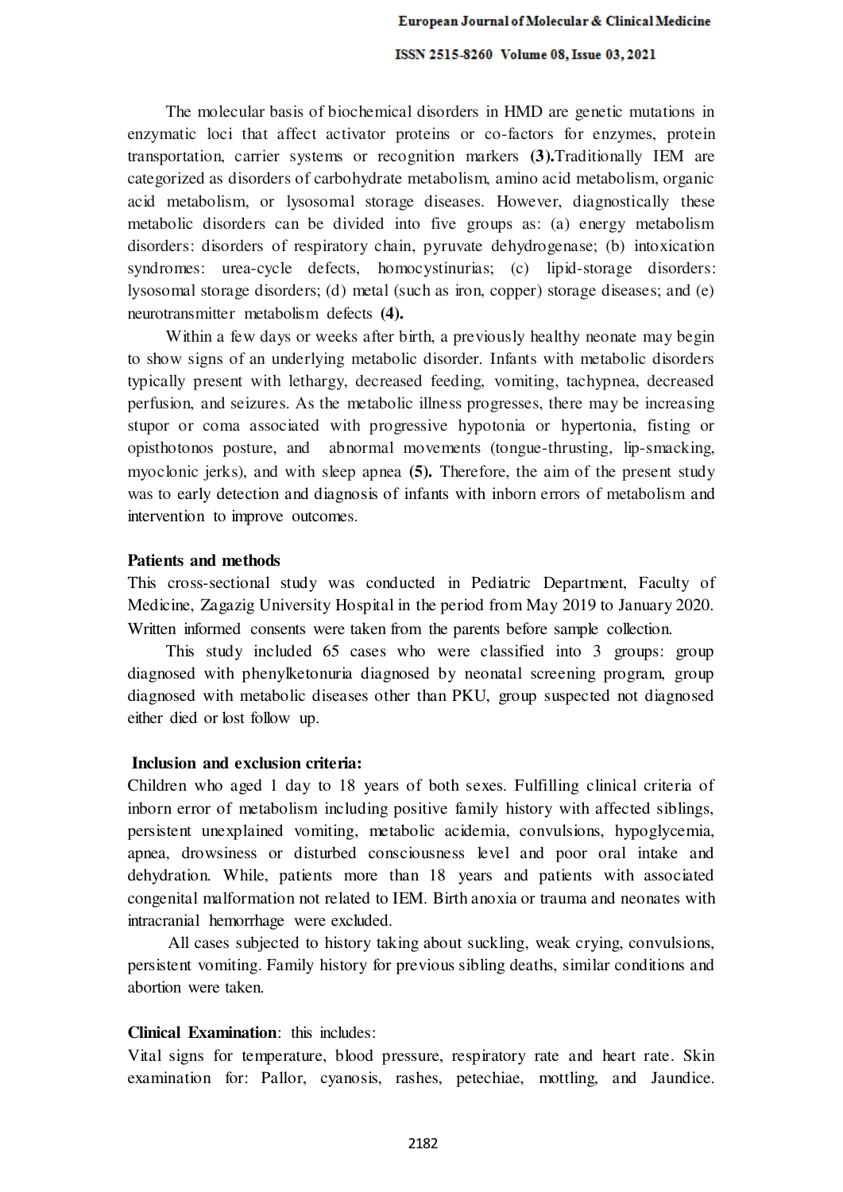The molecular basis of biochemical disorders in HMD are genetic mutations in enzymatic loci that affect activator proteins or co-factors for enzymes, protein transportation, carrier systems or recognition markers **(3).**Traditionally IEM are categorized as disorders of carbohydrate metabolism, amino acid metabolism, organic acid metabolism, or lysosomal storage diseases. However, diagnostically these metabolic disorders can be divided into five groups as: (a) energy metabolism disorders: disorders of respiratory chain, pyruvate dehydrogenase; (b) intoxication syndromes: urea-cycle defects, homocystinurias; (c) lipid-storage disorders: lysosomal storage disorders; (d) metal (such as iron, copper) storage diseases; and (e) neurotransmitter metabolism defects **(4).**

Within a few days or weeks after birth, a previously healthy neonate may begin to show signs of an underlying metabolic disorder. Infants with metabolic disorders typically present with lethargy, decreased feeding, vomiting, tachypnea, decreased perfusion, and seizures. As the metabolic illness progresses, there may be increasing stupor or coma associated with progressive hypotonia or hypertonia, fisting or opisthotonos posture, and abnormal movements (tongue-thrusting, lip-smacking, myoclonic jerks), and with sleep apnea **(5).** Therefore, the aim of the present study was to early detection and diagnosis of infants with inborn errors of metabolism and intervention to improve outcomes.

## Patients and methods

This cross-sectional study was conducted in Pediatric Department, Faculty of Medicine, Zagazig University Hospital in the period from May 2019 to January 2020. Written informed consents were taken from the parents before sample collection.

This study included 65 cases who were classified into 3 groups: group diagnosed with phenylketonuria diagnosed by neonatal screening program, group diagnosed with metabolic diseases other than PKU, group suspected not diagnosed either died or lost follow up.

### Inclusion and exclusion criteria:

Children who aged 1 day to 18 years of both sexes. Fulfilling clinical criteria of inborn error of metabolism including positive family history with affected siblings, persistent unexplained vomiting, metabolic acidemia, convulsions, hypoglycemia, apnea, drowsiness or disturbed consciousness level and poor oral intake and dehydration. While, patients more than 18 years and patients with associated congenital malformation not related to IEM. Birth anoxia or trauma and neonates with intracranial hemorrhage were excluded.

All cases subjected to history taking about suckling, weak crying, convulsions, persistent vomiting. Family history for previous sibling deaths, similar conditions and abortion were taken.

**Clinical Examination**: this includes:

Vital signs for temperature, blood pressure, respiratory rate and heart rate. Skin examination for: Pallor, cyanosis, rashes, petechiae, mottling, and Jaundice.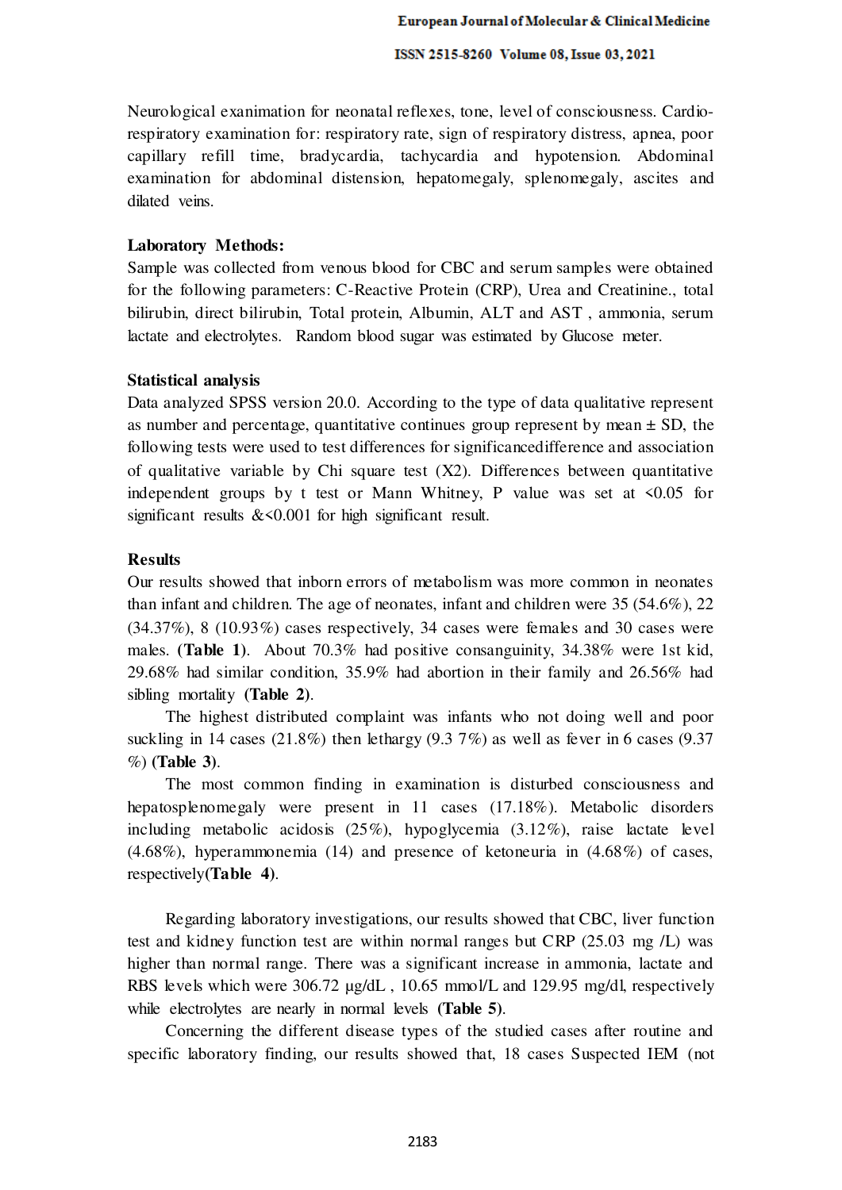Neurological examination for neonatal reflexes, tone, level of consciousness. Cardio-respiratory examination for: respiratory rate, sign of respiratory distress, apnea, poor capillary refill time, bradycardia, tachycardia and hypotension. Abdominal examination for abdominal distension, hepatomegaly, splenomegaly, ascites and dilated veins.

**Laboratory Methods:**

Sample was collected from venous blood for CBC and serum samples were obtained for the following parameters: C-Reactive Protein (CRP), Urea and Creatinine., total bilirubin, direct bilirubin, Total protein, Albumin, ALT and AST , ammonia, serum lactate and electrolytes. Random blood sugar was estimated by Glucose meter.

**Statistical analysis**

Data analyzed SPSS version 20.0. According to the type of data qualitative represent as number and percentage, quantitative continues group represent by mean ± SD, the following tests were used to test differences for significancedifference and association of qualitative variable by Chi square test (X2). Differences between quantitative independent groups by t test or Mann Whitney, P value was set at <0.05 for significant results &<0.001 for high significant result.

**Results**

Our results showed that inborn errors of metabolism was more common in neonates than infant and children. The age of neonates, infant and children were 35 (54.6%), 22 (34.37%), 8 (10.93%) cases respectively, 34 cases were females and 30 cases were males. **(Table 1)**. About 70.3% had positive consanguinity, 34.38% were 1st kid, 29.68% had similar condition, 35.9% had abortion in their family and 26.56% had sibling mortality **(Table 2)**.

The highest distributed complaint was infants who not doing well and poor suckling in 14 cases (21.8%) then lethargy (9.3 7%) as well as fever in 6 cases (9.37 %) **(Table 3)**.

The most common finding in examination is disturbed consciousness and hepatosplenomegaly were present in 11 cases (17.18%). Metabolic disorders including metabolic acidosis (25%), hypoglycemia (3.12%), raise lactate level (4.68%), hyperammonemia (14) and presence of ketoneuria in (4.68%) of cases, respectively**(Table 4)**.

Regarding laboratory investigations, our results showed that CBC, liver function test and kidney function test are within normal ranges but CRP (25.03 mg /L) was higher than normal range. There was a significant increase in ammonia, lactate and RBS levels which were 306.72 μg/dL , 10.65 mmol/L and 129.95 mg/dl, respectively while electrolytes are nearly in normal levels **(Table 5)**.

Concerning the different disease types of the studied cases after routine and specific laboratory finding, our results showed that, 18 cases Suspected IEM (not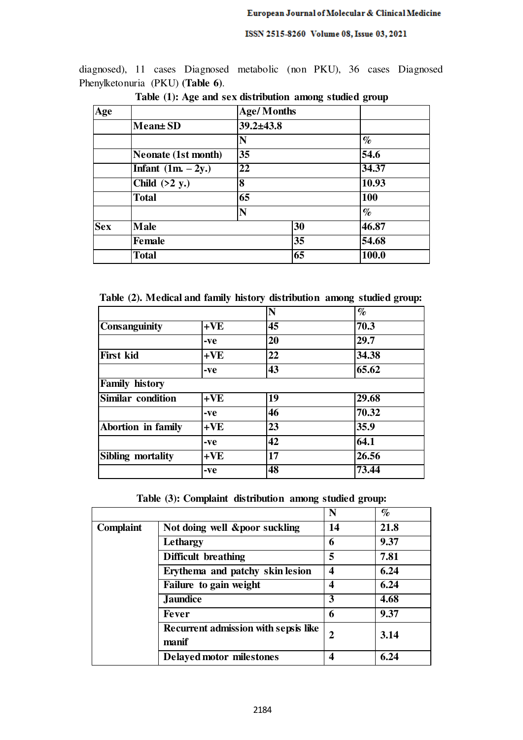diagnosed), 11 cases Diagnosed metabolic (non PKU), 36 cases Diagnosed Phenylketonuria (PKU) **(Table 6)**.

**Table (1): Age and sex distribution among studied group**

| Age | | Age/ Months | | |
|---|---|---|---|---|
| | **Mean± SD** | **39.2±43.8** | | |
| | | **N** | | **%** |
| | **Neonate (1st month)** | **35** | | **54.6** |
| | **Infant (1m. – 2y.)** | **22** | | **34.37** |
| | **Child (>2 y.)** | **8** | | **10.93** |
| | **Total** | **65** | | **100** |
| | | **N** | | **%** |
| **Sex** | **Male** | | **30** | **46.87** |
| | **Female** | | **35** | **54.68** |
| | **Total** | | **65** | **100.0** |

**Table (2). Medical and family history distribution among studied group:**

| | | N | % |
|---|---|---|---|
| **Consanguinity** | **+VE** | **45** | **70.3** |
| | **-ve** | **20** | **29.7** |
| **First kid** | **+VE** | **22** | **34.38** |
| | **-ve** | **43** | **65.62** |
| **Family history** | | | |
| **Similar condition** | **+VE** | **19** | **29.68** |
| | **-ve** | **46** | **70.32** |
| **Abortion in family** | **+VE** | **23** | **35.9** |
| | **-ve** | **42** | **64.1** |
| **Sibling mortality** | **+VE** | **17** | **26.56** |
| | **-ve** | **48** | **73.44** |

**Table (3): Complaint distribution among studied group:**

| | | N | % |
|---|---|---|---|
| **Complaint** | **Not doing well &poor suckling** | **14** | **21.8** |
| | **Lethargy** | **6** | **9.37** |
| | **Difficult breathing** | **5** | **7.81** |
| | **Erythema and patchy skin lesion** | **4** | **6.24** |
| | **Failure to gain weight** | **4** | **6.24** |
| | **Jaundice** | **3** | **4.68** |
| | **Fever** | **6** | **9.37** |
| | **Recurrent admission with sepsis like manif** | **2** | **3.14** |
| | **Delayed motor milestones** | **4** | **6.24** |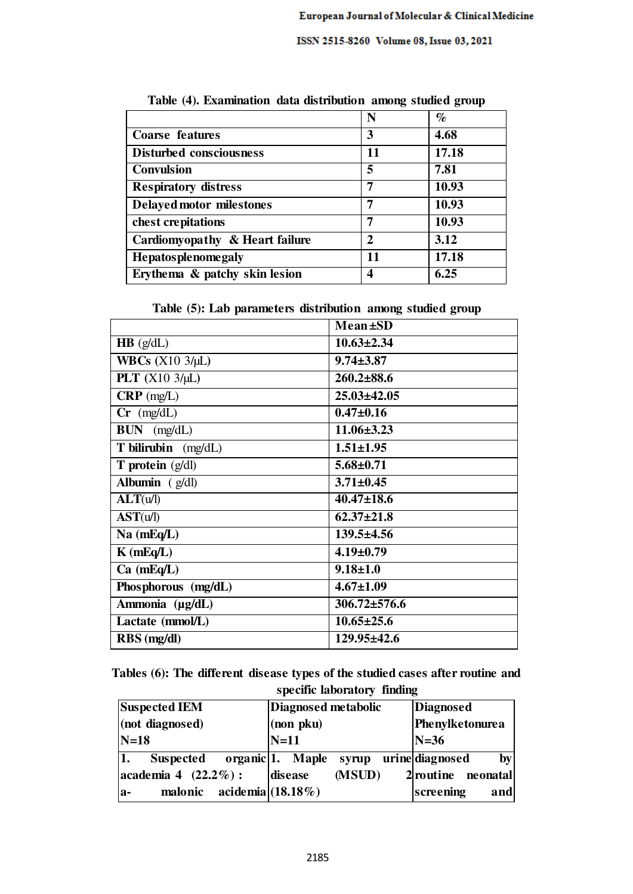**Table (4). Examination data distribution among studied group**

| | N | % |
|---|---|---|
| Coarse features | 3 | 4.68 |
| Disturbed consciousness | 11 | 17.18 |
| Convulsion | 5 | 7.81 |
| Respiratory distress | 7 | 10.93 |
| Delayed motor milestones | 7 | 10.93 |
| chest crepitations | 7 | 10.93 |
| Cardiomyopathy & Heart failure | 2 | 3.12 |
| Hepatosplenomegaly | 11 | 17.18 |
| Erythema & patchy skin lesion | 4 | 6.25 |

**Table (5): Lab parameters distribution among studied group**

| | Mean±SD |
|---|---|
| **HB** (g/dL) | 10.63±2.34 |
| **WBCs** (X10 3/μL) | 9.74±3.87 |
| **PLT** (X10 3/μL) | 260.2±88.6 |
| **CRP** (mg/L) | 25.03±42.05 |
| **Cr** (mg/dL) | 0.47±0.16 |
| **BUN** (mg/dL) | 11.06±3.23 |
| **T bilirubin** (mg/dL) | 1.51±1.95 |
| **T protein** (g/dl) | 5.68±0.71 |
| **Albumin** ( g/dl) | 3.71±0.45 |
| **ALT**(u/l) | 40.47±18.6 |
| **AST**(u/l) | 62.37±21.8 |
| **Na (mEq/L)** | 139.5±4.56 |
| **K (mEq/L)** | 4.19±0.79 |
| **Ca (mEq/L)** | 9.18±1.0 |
| **Phosphorous (mg/dL)** | 4.67±1.09 |
| **Ammonia (μg/dL)** | 306.72±576.6 |
| **Lactate (mmol/L)** | 10.65±25.6 |
| **RBS (mg/dl)** | 129.95±42.6 |

**Tables (6): The different disease types of the studied cases after routine and specific laboratory finding**

| Suspected IEM (not diagnosed) N=18 | Diagnosed metabolic (non pku) N=11 | Diagnosed Phenylketonurea N=36 |
|---|---|---|
| 1. Suspected organic academia 4 (22.2%) : a- malonic acidemia | 1. Maple syrup urine disease (MSUD) 2 (18.18%) | diagnosed by routine neonatal screening and |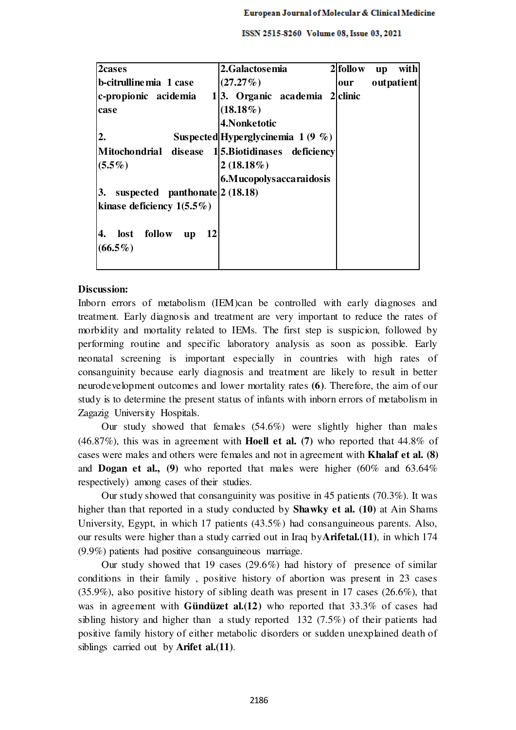| 2cases<br>b-citrullinemia 1 case<br>c-propionic acidemia 1 case<br><br>2. Suspected Mitochondrial disease 1 (5.5%)<br><br>3. suspected panthonate kinase deficiency 1(5.5%)<br><br>4. lost follow up 12 (66.5%) | 2.Galactosemia 2 (27.27%)<br>3. Organic academia 2 (18.18%)<br>4.Nonketotic Hyperglycinemia 1 (9 %)<br>5.Biotidinases deficiency 2 (18.18%)<br>6.Mucopolysaccaraidosis 2 (18.18) | follow up with our outpatient clinic |
|---|---|---|

**Discussion:**

Inborn errors of metabolism (IEM)can be controlled with early diagnoses and treatment. Early diagnosis and treatment are very important to reduce the rates of morbidity and mortality related to IEMs. The first step is suspicion, followed by performing routine and specific laboratory analysis as soon as possible. Early neonatal screening is important especially in countries with high rates of consanguinity because early diagnosis and treatment are likely to result in better neurodevelopment outcomes and lower mortality rates **(6)**. Therefore, the aim of our study is to determine the present status of infants with inborn errors of metabolism in Zagazig University Hospitals.

Our study showed that females (54.6%) were slightly higher than males (46.87%), this was in agreement with **Hoell et al. (7)** who reported that 44.8% of cases were males and others were females and not in agreement with **Khalaf et al. (8)** and **Dogan et al., (9)** who reported that males were higher (60% and 63.64% respectively) among cases of their studies.

Our study showed that consanguinity was positive in 45 patients (70.3%). It was higher than that reported in a study conducted by **Shawky et al. (10)** at Ain Shams University, Egypt, in which 17 patients (43.5%) had consanguineous parents. Also, our results were higher than a study carried out in Iraq by**Arifetal.(11)**, in which 174 (9.9%) patients had positive consanguineous marriage.

Our study showed that 19 cases (29.6%) had history of presence of similar conditions in their family , positive history of abortion was present in 23 cases (35.9%), also positive history of sibling death was present in 17 cases (26.6%), that was in agreement with **Gündüzet al.(12)** who reported that 33.3% of cases had sibling history and higher than a study reported 132 (7.5%) of their patients had positive family history of either metabolic disorders or sudden unexplained death of siblings carried out by **Arifet al.(11)**.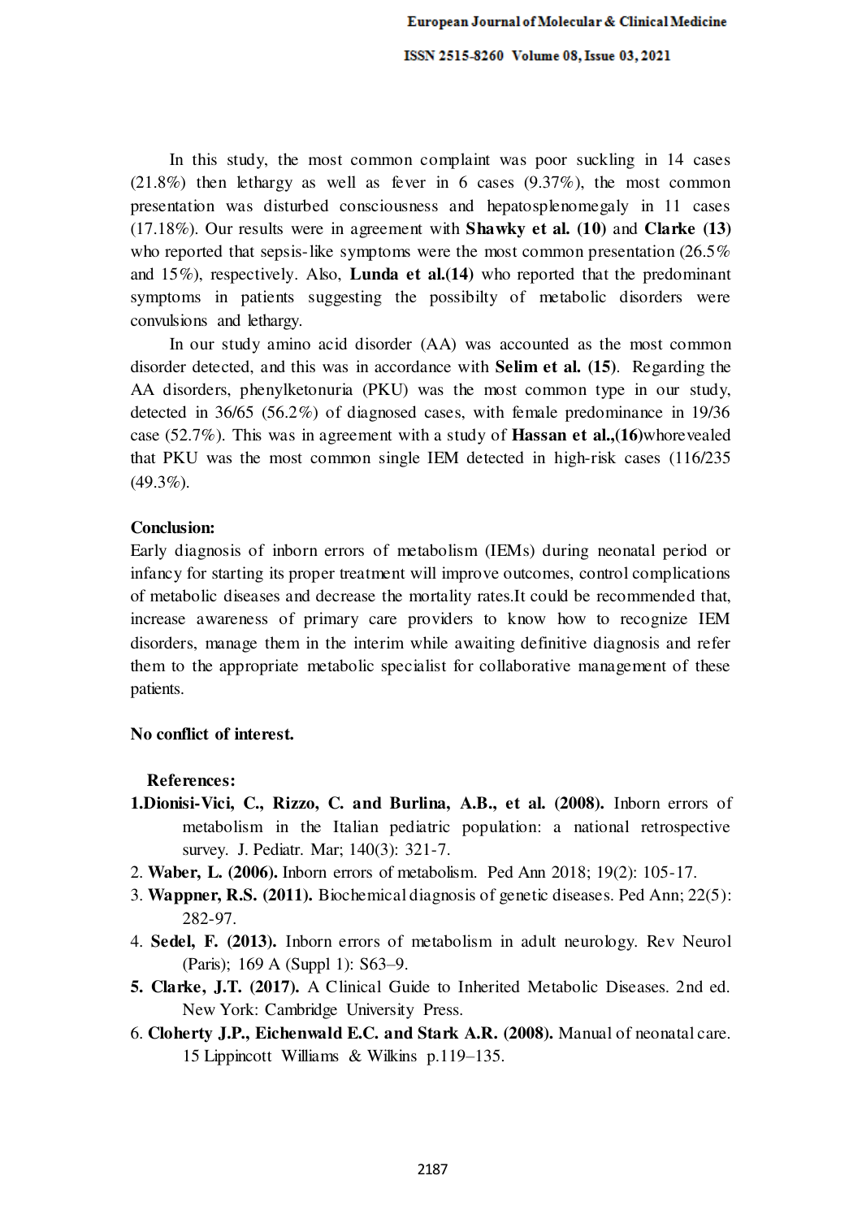In this study, the most common complaint was poor suckling in 14 cases (21.8%) then lethargy as well as fever in 6 cases (9.37%), the most common presentation was disturbed consciousness and hepatosplenomegaly in 11 cases (17.18%). Our results were in agreement with **Shawky et al. (10)** and **Clarke (13)** who reported that sepsis-like symptoms were the most common presentation (26.5% and 15%), respectively. Also, **Lunda et al.(14)** who reported that the predominant symptoms in patients suggesting the possibilty of metabolic disorders were convulsions and lethargy.

In our study amino acid disorder (AA) was accounted as the most common disorder detected, and this was in accordance with **Selim et al. (15)**. Regarding the AA disorders, phenylketonuria (PKU) was the most common type in our study, detected in 36/65 (56.2%) of diagnosed cases, with female predominance in 19/36 case (52.7%). This was in agreement with a study of **Hassan et al.,(16)**whorevealed that PKU was the most common single IEM detected in high-risk cases (116/235 (49.3%).

**Conclusion:**

Early diagnosis of inborn errors of metabolism (IEMs) during neonatal period or infancy for starting its proper treatment will improve outcomes, control complications of metabolic diseases and decrease the mortality rates.It could be recommended that, increase awareness of primary care providers to know how to recognize IEM disorders, manage them in the interim while awaiting definitive diagnosis and refer them to the appropriate metabolic specialist for collaborative management of these patients.

**No conflict of interest.**

**References:**

1. **Dionisi-Vici, C., Rizzo, C. and Burlina, A.B., et al. (2008).** Inborn errors of metabolism in the Italian pediatric population: a national retrospective survey. J. Pediatr. Mar; 140(3): 321-7.
2. **Waber, L. (2006).** Inborn errors of metabolism. Ped Ann 2018; 19(2): 105-17.
3. **Wappner, R.S. (2011).** Biochemical diagnosis of genetic diseases. Ped Ann; 22(5): 282-97.
4. **Sedel, F. (2013).** Inborn errors of metabolism in adult neurology. Rev Neurol (Paris); 169 A (Suppl 1): S63–9.
5. **Clarke, J.T. (2017).** A Clinical Guide to Inherited Metabolic Diseases. 2nd ed. New York: Cambridge University Press.
6. **Cloherty J.P., Eichenwald E.C. and Stark A.R. (2008).** Manual of neonatal care. 15 Lippincott Williams & Wilkins p.119–135.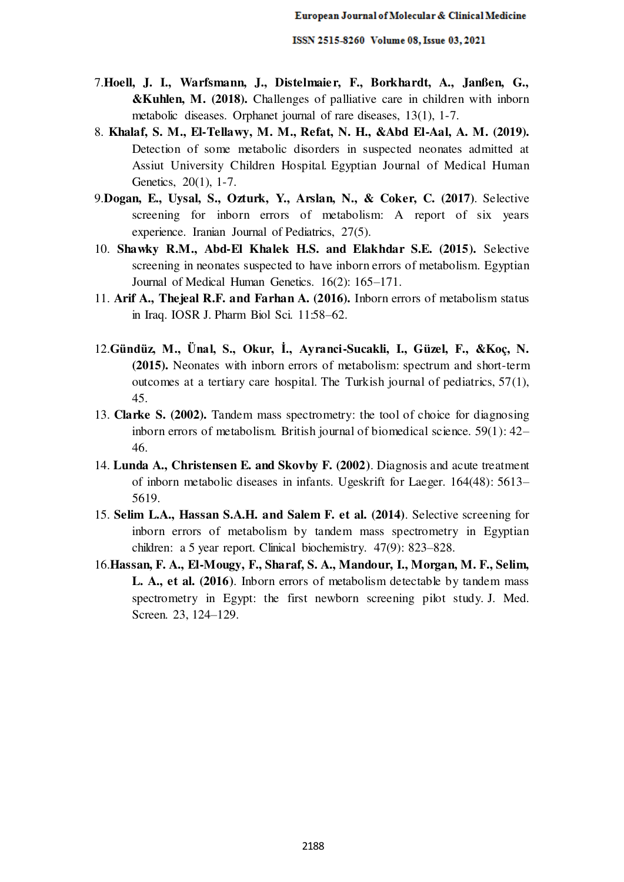7. **Hoell, J. I., Warfsmann, J., Distelmaier, F., Borkhardt, A., Janßen, G., &Kuhlen, M. (2018).** Challenges of palliative care in children with inborn metabolic diseases. Orphanet journal of rare diseases, 13(1), 1-7.
8. **Khalaf, S. M., El-Tellawy, M. M., Refat, N. H., &Abd El-Aal, A. M. (2019).** Detection of some metabolic disorders in suspected neonates admitted at Assiut University Children Hospital. Egyptian Journal of Medical Human Genetics, 20(1), 1-7.
9. **Dogan, E., Uysal, S., Ozturk, Y., Arslan, N., & Coker, C. (2017)**. Selective screening for inborn errors of metabolism: A report of six years experience. Iranian Journal of Pediatrics, 27(5).
10. **Shawky R.M., Abd-El Khalek H.S. and Elakhdar S.E. (2015).** Selective screening in neonates suspected to have inborn errors of metabolism. Egyptian Journal of Medical Human Genetics. 16(2): 165–171.
11. **Arif A., Thejeal R.F. and Farhan A. (2016).** Inborn errors of metabolism status in Iraq. IOSR J. Pharm Biol Sci. 11:58–62.
12. **Gündüz, M., Ünal, S., Okur, İ., Ayranci-Sucakli, I., Güzel, F., &Koç, N. (2015).** Neonates with inborn errors of metabolism: spectrum and short-term outcomes at a tertiary care hospital. The Turkish journal of pediatrics, 57(1), 45.
13. **Clarke S. (2002).** Tandem mass spectrometry: the tool of choice for diagnosing inborn errors of metabolism. British journal of biomedical science. 59(1): 42–46.
14. **Lunda A., Christensen E. and Skovby F. (2002)**. Diagnosis and acute treatment of inborn metabolic diseases in infants. Ugeskrift for Laeger. 164(48): 5613–5619.
15. **Selim L.A., Hassan S.A.H. and Salem F. et al. (2014)**. Selective screening for inborn errors of metabolism by tandem mass spectrometry in Egyptian children: a 5 year report. Clinical biochemistry. 47(9): 823–828.
16. **Hassan, F. A., El-Mougy, F., Sharaf, S. A., Mandour, I., Morgan, M. F., Selim, L. A., et al. (2016)**. Inborn errors of metabolism detectable by tandem mass spectrometry in Egypt: the first newborn screening pilot study. J. Med. Screen. 23, 124–129.